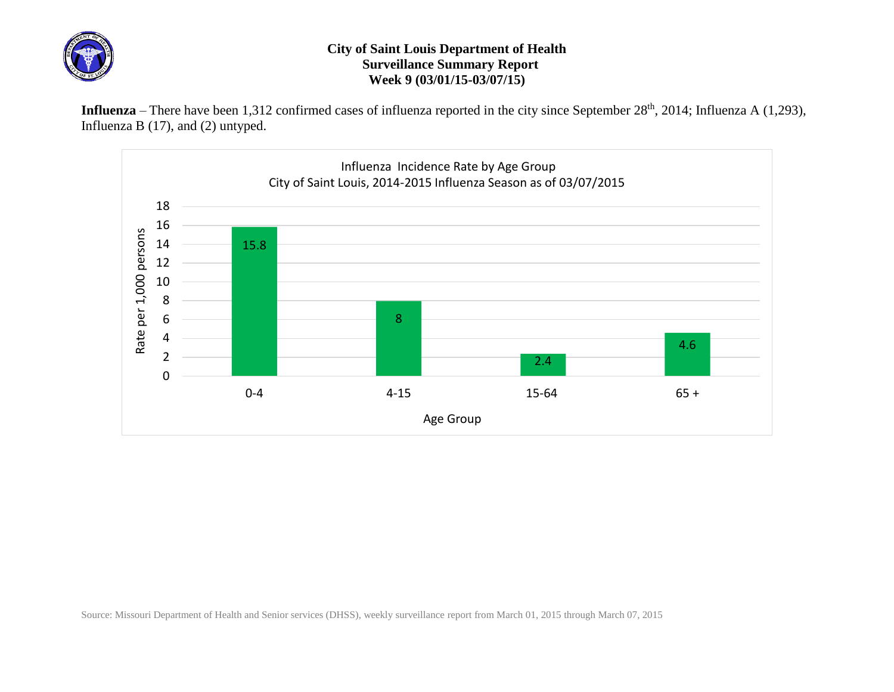# City of Saint Louis Department of Health
## Surveillance Summary Report
### Week 9 (03/01/15-03/07/15)

**Influenza** – There have been 1,312 confirmed cases of influenza reported in the city since September 28th, 2014; Influenza A (1,293), Influenza B (17), and (2) untyped.

Influenza Incidence Rate by Age Group
City of Saint Louis, 2014-2015 Influenza Season as of 03/07/2015

| Age Group | Rate per 1,000 persons |
|---|---|
| 0-4 | 15.8 |
| 4-15 | 8 |
| 15-64 | 2.4 |
| 65 + | 4.6 |

Source: Missouri Department of Health and Senior services (DHSS), weekly surveillance report from March 01, 2015 through March 07, 2015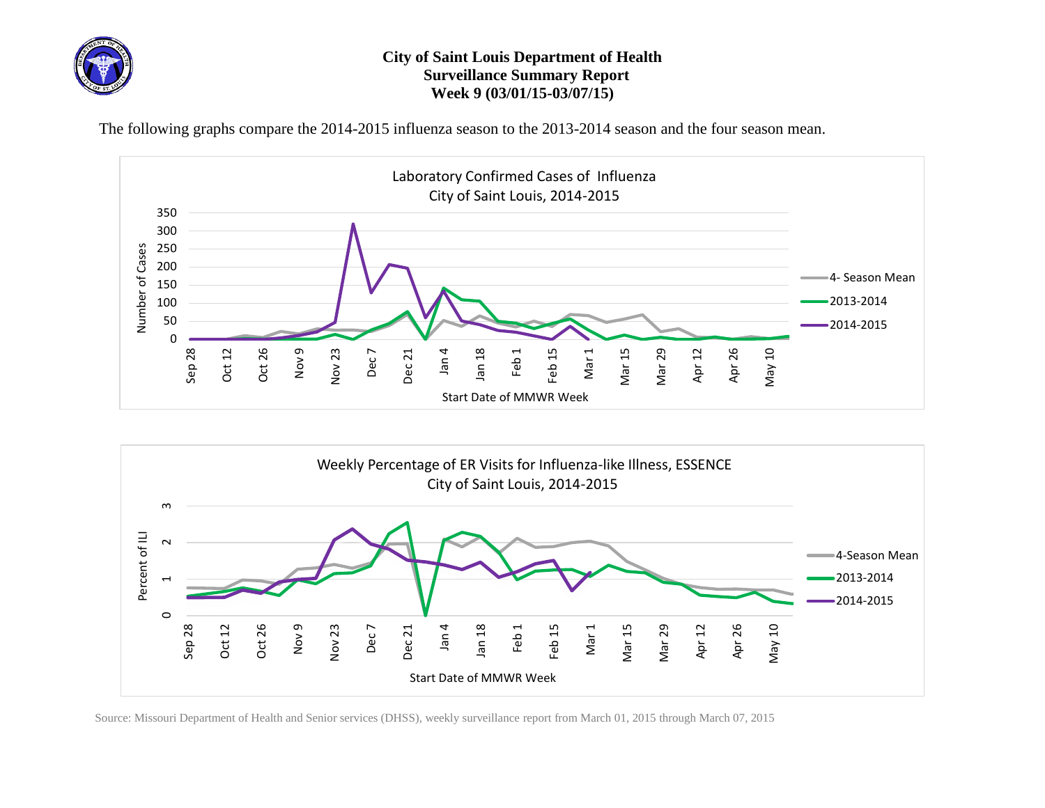**City of Saint Louis Department of Health**
**Surveillance Summary Report**
**Week 9 (03/01/15-03/07/15)**

The following graphs compare the 2014-2015 influenza season to the 2013-2014 season and the four season mean.

Laboratory Confirmed Cases of Influenza
City of Saint Louis, 2014-2015

Number of Cases

350
300
250
200
150
100
50
0

Sep 28
Oct 12
Oct 26
Nov 9
Nov 23
Dec 7
Dec 21
Jan 4
Jan 18
Feb 1
Feb 15
Mar 1
Mar 15
Mar 29
Apr 12
Apr 26
May 10

Start Date of MMWR Week

4- Season Mean
2013-2014
2014-2015

Weekly Percentage of ER Visits for Influenza-like Illness, ESSENCE
City of Saint Louis, 2014-2015

Percent of ILI

3
2
1
0

Sep 28
Oct 12
Oct 26
Nov 9
Nov 23
Dec 7
Dec 21
Jan 4
Jan 18
Feb 1
Feb 15
Mar 1
Mar 15
Mar 29
Apr 12
Apr 26
May 10

Start Date of MMWR Week

4-Season Mean
2013-2014
2014-2015

Source: Missouri Department of Health and Senior services (DHSS), weekly surveillance report from March 01, 2015 through March 07, 2015